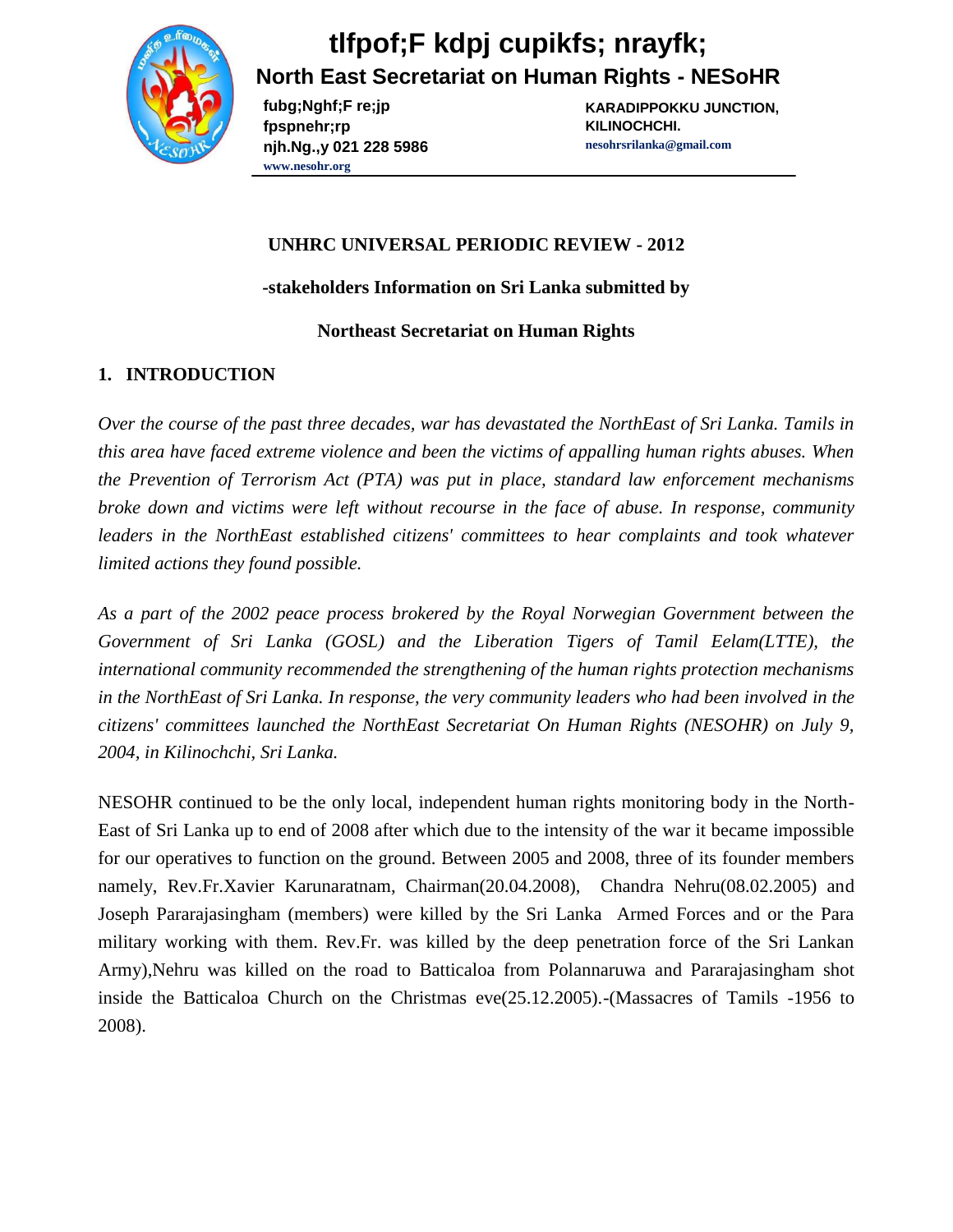# tlfpof;F kdpj cupikfs; nrayfk;

## North East Secretariat on Human Rights - NESoHR

fubg;Nghf;F re;jp
fpspnehr;rp
njh.Ng.,y 021 228 5986
www.nesohr.org

KARADIPPOKKU JUNCTION,
KILINOCHCHI.
nesohrsrilanka@gmail.com

**UNHRC UNIVERSAL PERIODIC REVIEW - 2012**

**-stakeholders Information on Sri Lanka submitted by**

**Northeast Secretariat on Human Rights**

## 1. INTRODUCTION

*Over the course of the past three decades, war has devastated the NorthEast of Sri Lanka. Tamils in this area have faced extreme violence and been the victims of appalling human rights abuses. When the Prevention of Terrorism Act (PTA) was put in place, standard law enforcement mechanisms broke down and victims were left without recourse in the face of abuse. In response, community leaders in the NorthEast established citizens' committees to hear complaints and took whatever limited actions they found possible.*

*As a part of the 2002 peace process brokered by the Royal Norwegian Government between the Government of Sri Lanka (GOSL) and the Liberation Tigers of Tamil Eelam(LTTE), the international community recommended the strengthening of the human rights protection mechanisms in the NorthEast of Sri Lanka. In response, the very community leaders who had been involved in the citizens' committees launched the NorthEast Secretariat On Human Rights (NESOHR) on July 9, 2004, in Kilinochchi, Sri Lanka.*

NESOHR continued to be the only local, independent human rights monitoring body in the North-East of Sri Lanka up to end of 2008 after which due to the intensity of the war it became impossible for our operatives to function on the ground. Between 2005 and 2008, three of its founder members namely, Rev.Fr.Xavier Karunaratnam, Chairman(20.04.2008), Chandra Nehru(08.02.2005) and Joseph Pararajasingham (members) were killed by the Sri Lanka Armed Forces and or the Para military working with them. Rev.Fr. was killed by the deep penetration force of the Sri Lankan Army),Nehru was killed on the road to Batticaloa from Polannaruwa and Pararajasingham shot inside the Batticaloa Church on the Christmas eve(25.12.2005).-(Massacres of Tamils -1956 to 2008).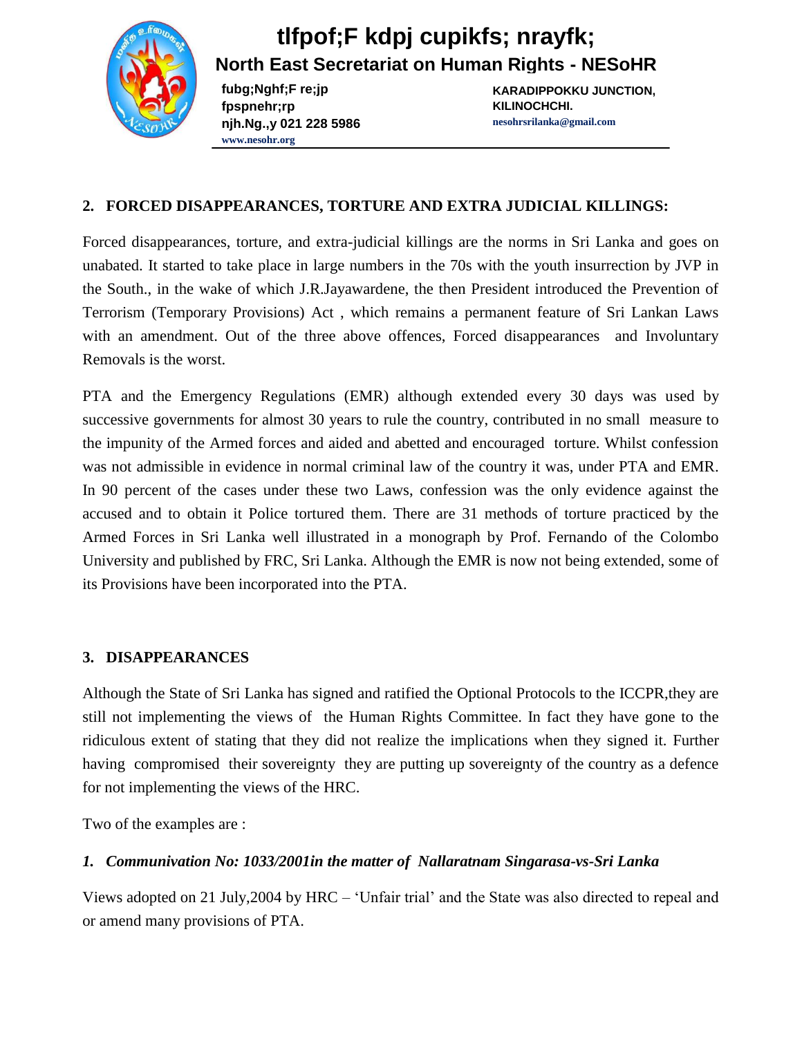tlfpof;F kdpj cupikfs; nrayfk;

**North East Secretariat on Human Rights - NESoHR**

fubg;Nghf;F re;jp
fpspnehr;rp
njh.Ng.,y 021 228 5986
www.nesohr.org

KARADIPPOKKU JUNCTION,
KILINOCHCHI.
nesohrsrilanka@gmail.com

## 2. FORCED DISAPPEARANCES, TORTURE AND EXTRA JUDICIAL KILLINGS:

Forced disappearances, torture, and extra-judicial killings are the norms in Sri Lanka and goes on unabated. It started to take place in large numbers in the 70s with the youth insurrection by JVP in the South., in the wake of which J.R.Jayawardene, the then President introduced the Prevention of Terrorism (Temporary Provisions) Act , which remains a permanent feature of Sri Lankan Laws with an amendment. Out of the three above offences, Forced disappearances and Involuntary Removals is the worst.

PTA and the Emergency Regulations (EMR) although extended every 30 days was used by successive governments for almost 30 years to rule the country, contributed in no small measure to the impunity of the Armed forces and aided and abetted and encouraged torture. Whilst confession was not admissible in evidence in normal criminal law of the country it was, under PTA and EMR. In 90 percent of the cases under these two Laws, confession was the only evidence against the accused and to obtain it Police tortured them. There are 31 methods of torture practiced by the Armed Forces in Sri Lanka well illustrated in a monograph by Prof. Fernando of the Colombo University and published by FRC, Sri Lanka. Although the EMR is now not being extended, some of its Provisions have been incorporated into the PTA.

## 3. DISAPPEARANCES

Although the State of Sri Lanka has signed and ratified the Optional Protocols to the ICCPR,they are still not implementing the views of the Human Rights Committee. In fact they have gone to the ridiculous extent of stating that they did not realize the implications when they signed it. Further having compromised their sovereignty they are putting up sovereignty of the country as a defence for not implementing the views of the HRC.

Two of the examples are :

1. ***Communivation No: 1033/2001in the matter of Nallaratnam Singarasa-vs-Sri Lanka***

Views adopted on 21 July,2004 by HRC – 'Unfair trial' and the State was also directed to repeal and or amend many provisions of PTA.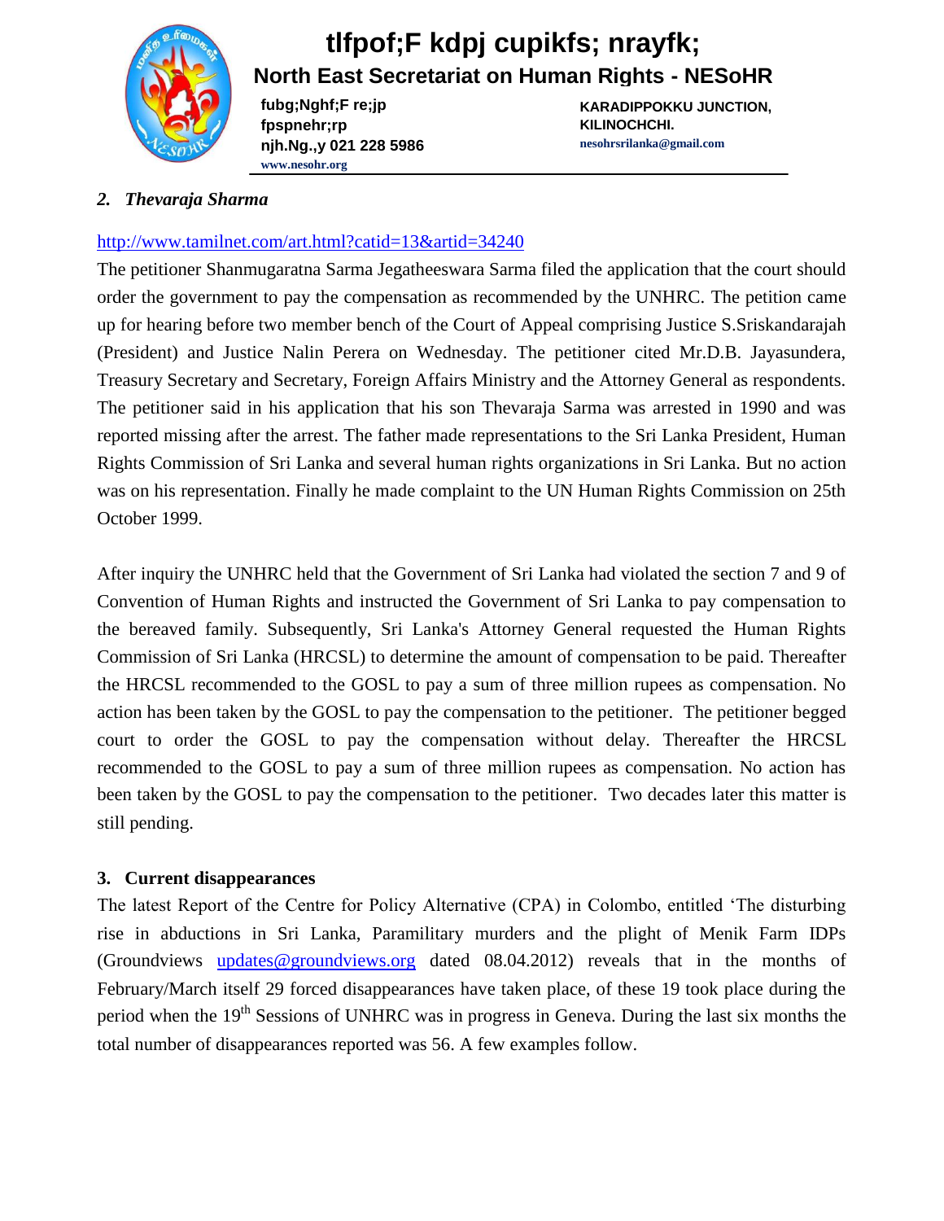## 2. *Thevaraja Sharma*

http://www.tamilnet.com/art.html?catid=13&artid=34240

The petitioner Shanmugaratna Sarma Jegatheeswara Sarma filed the application that the court should order the government to pay the compensation as recommended by the UNHRC. The petition came up for hearing before two member bench of the Court of Appeal comprising Justice S.Sriskandarajah (President) and Justice Nalin Perera on Wednesday. The petitioner cited Mr.D.B. Jayasundera, Treasury Secretary and Secretary, Foreign Affairs Ministry and the Attorney General as respondents. The petitioner said in his application that his son Thevaraja Sarma was arrested in 1990 and was reported missing after the arrest. The father made representations to the Sri Lanka President, Human Rights Commission of Sri Lanka and several human rights organizations in Sri Lanka. But no action was on his representation. Finally he made complaint to the UN Human Rights Commission on 25th October 1999.

After inquiry the UNHRC held that the Government of Sri Lanka had violated the section 7 and 9 of Convention of Human Rights and instructed the Government of Sri Lanka to pay compensation to the bereaved family. Subsequently, Sri Lanka's Attorney General requested the Human Rights Commission of Sri Lanka (HRCSL) to determine the amount of compensation to be paid. Thereafter the HRCSL recommended to the GOSL to pay a sum of three million rupees as compensation. No action has been taken by the GOSL to pay the compensation to the petitioner. The petitioner begged court to order the GOSL to pay the compensation without delay. Thereafter the HRCSL recommended to the GOSL to pay a sum of three million rupees as compensation. No action has been taken by the GOSL to pay the compensation to the petitioner. Two decades later this matter is still pending.

## 3. Current disappearances

The latest Report of the Centre for Policy Alternative (CPA) in Colombo, entitled 'The disturbing rise in abductions in Sri Lanka, Paramilitary murders and the plight of Menik Farm IDPs (Groundviews updates@groundviews.org dated 08.04.2012) reveals that in the months of February/March itself 29 forced disappearances have taken place, of these 19 took place during the period when the 19th Sessions of UNHRC was in progress in Geneva. During the last six months the total number of disappearances reported was 56. A few examples follow.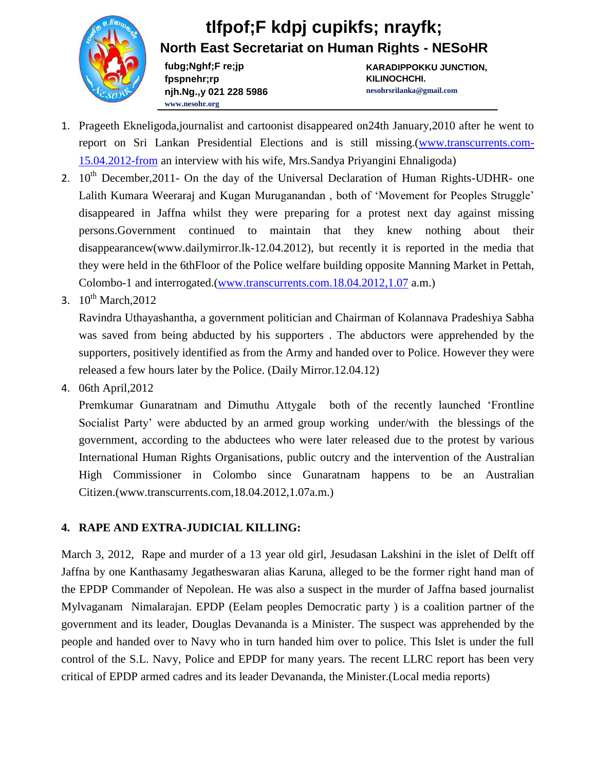1. Prageeth Ekneligoda,journalist and cartoonist disappeared on24th January,2010 after he went to report on Sri Lankan Presidential Elections and is still missing.(www.transcurrents.com-15.04.2012-from an interview with his wife, Mrs.Sandya Priyangini Ehnaligoda)
2. 10th December,2011- On the day of the Universal Declaration of Human Rights-UDHR- one Lalith Kumara Weeraraj and Kugan Muruganandan , both of 'Movement for Peoples Struggle' disappeared in Jaffna whilst they were preparing for a protest next day against missing persons.Government continued to maintain that they knew nothing about their disappearancew(www.dailymirror.lk-12.04.2012), but recently it is reported in the media that they were held in the 6thFloor of the Police welfare building opposite Manning Market in Pettah, Colombo-1 and interrogated.(www.transcurrents.com.18.04.2012,1.07 a.m.)
3. 10th March,2012

   Ravindra Uthayashantha, a government politician and Chairman of Kolannava Pradeshiya Sabha was saved from being abducted by his supporters . The abductors were apprehended by the supporters, positively identified as from the Army and handed over to Police. However they were released a few hours later by the Police. (Daily Mirror.12.04.12)
4. 06th April,2012

   Premkumar Gunaratnam and Dimuthu Attygale both of the recently launched 'Frontline Socialist Party' were abducted by an armed group working under/with the blessings of the government, according to the abductees who were later released due to the protest by various International Human Rights Organisations, public outcry and the intervention of the Australian High Commissioner in Colombo since Gunaratnam happens to be an Australian Citizen.(www.transcurrents.com,18.04.2012,1.07a.m.)

## 4. RAPE AND EXTRA-JUDICIAL KILLING:

March 3, 2012, Rape and murder of a 13 year old girl, Jesudasan Lakshini in the islet of Delft off Jaffna by one Kanthasamy Jegatheswaran alias Karuna, alleged to be the former right hand man of the EPDP Commander of Nepolean. He was also a suspect in the murder of Jaffna based journalist Mylvaganam Nimalarajan. EPDP (Eelam peoples Democratic party ) is a coalition partner of the government and its leader, Douglas Devananda is a Minister. The suspect was apprehended by the people and handed over to Navy who in turn handed him over to police. This Islet is under the full control of the S.L. Navy, Police and EPDP for many years. The recent LLRC report has been very critical of EPDP armed cadres and its leader Devananda, the Minister.(Local media reports)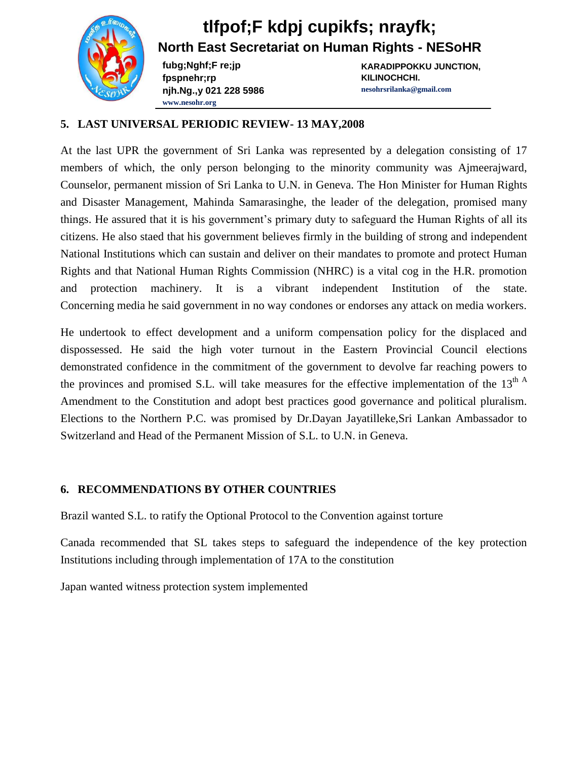## 5. LAST UNIVERSAL PERIODIC REVIEW- 13 MAY,2008

At the last UPR the government of Sri Lanka was represented by a delegation consisting of 17 members of which, the only person belonging to the minority community was Ajmeerajward, Counselor, permanent mission of Sri Lanka to U.N. in Geneva. The Hon Minister for Human Rights and Disaster Management, Mahinda Samarasinghe, the leader of the delegation, promised many things. He assured that it is his government's primary duty to safeguard the Human Rights of all its citizens. He also staed that his government believes firmly in the building of strong and independent National Institutions which can sustain and deliver on their mandates to promote and protect Human Rights and that National Human Rights Commission (NHRC) is a vital cog in the H.R. promotion and protection machinery. It is a vibrant independent Institution of the state. Concerning media he said government in no way condones or endorses any attack on media workers.

He undertook to effect development and a uniform compensation policy for the displaced and dispossessed. He said the high voter turnout in the Eastern Provincial Council elections demonstrated confidence in the commitment of the government to devolve far reaching powers to the provinces and promised S.L. will take measures for the effective implementation of the 13th A Amendment to the Constitution and adopt best practices good governance and political pluralism. Elections to the Northern P.C. was promised by Dr.Dayan Jayatilleke,Sri Lankan Ambassador to Switzerland and Head of the Permanent Mission of S.L. to U.N. in Geneva.

## 6. RECOMMENDATIONS BY OTHER COUNTRIES

Brazil wanted S.L. to ratify the Optional Protocol to the Convention against torture

Canada recommended that SL takes steps to safeguard the independence of the key protection Institutions including through implementation of 17A to the constitution

Japan wanted witness protection system implemented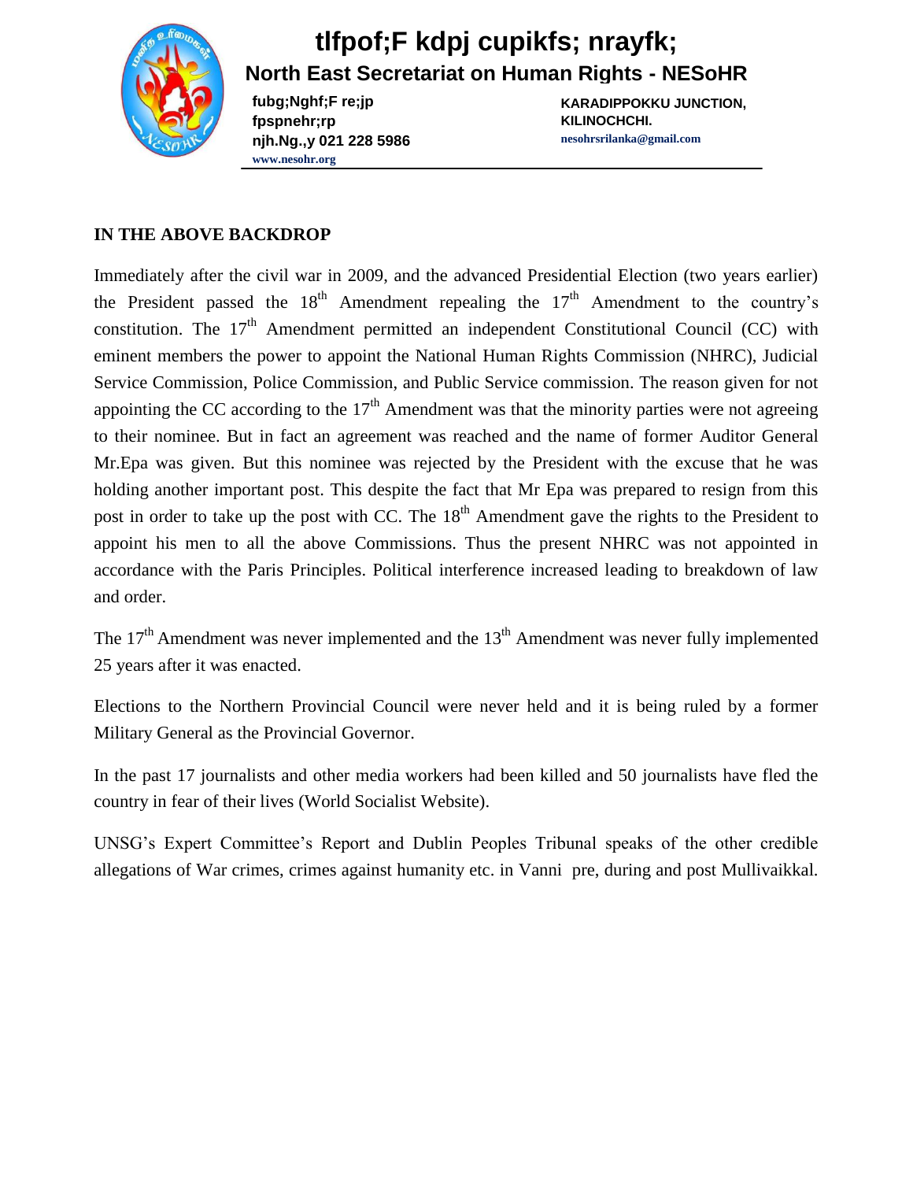# tlfpof;F kdpj cupikfs; nrayfk;

## North East Secretariat on Human Rights - NESoHR

fubg;Nghf;F re;jp
fpspnehr;rp
njh.Ng.,y 021 228 5986
www.nesohr.org

KARADIPPOKKU JUNCTION,
KILINOCHCHI.
nesohrsrilanka@gmail.com

**IN THE ABOVE BACKDROP**

Immediately after the civil war in 2009, and the advanced Presidential Election (two years earlier) the President passed the 18th Amendment repealing the 17th Amendment to the country's constitution. The 17th Amendment permitted an independent Constitutional Council (CC) with eminent members the power to appoint the National Human Rights Commission (NHRC), Judicial Service Commission, Police Commission, and Public Service commission. The reason given for not appointing the CC according to the 17th Amendment was that the minority parties were not agreeing to their nominee. But in fact an agreement was reached and the name of former Auditor General Mr.Epa was given. But this nominee was rejected by the President with the excuse that he was holding another important post. This despite the fact that Mr Epa was prepared to resign from this post in order to take up the post with CC. The 18th Amendment gave the rights to the President to appoint his men to all the above Commissions. Thus the present NHRC was not appointed in accordance with the Paris Principles. Political interference increased leading to breakdown of law and order.

The 17th Amendment was never implemented and the 13th Amendment was never fully implemented 25 years after it was enacted.

Elections to the Northern Provincial Council were never held and it is being ruled by a former Military General as the Provincial Governor.

In the past 17 journalists and other media workers had been killed and 50 journalists have fled the country in fear of their lives (World Socialist Website).

UNSG's Expert Committee's Report and Dublin Peoples Tribunal speaks of the other credible allegations of War crimes, crimes against humanity etc. in Vanni pre, during and post Mullivaikkal.